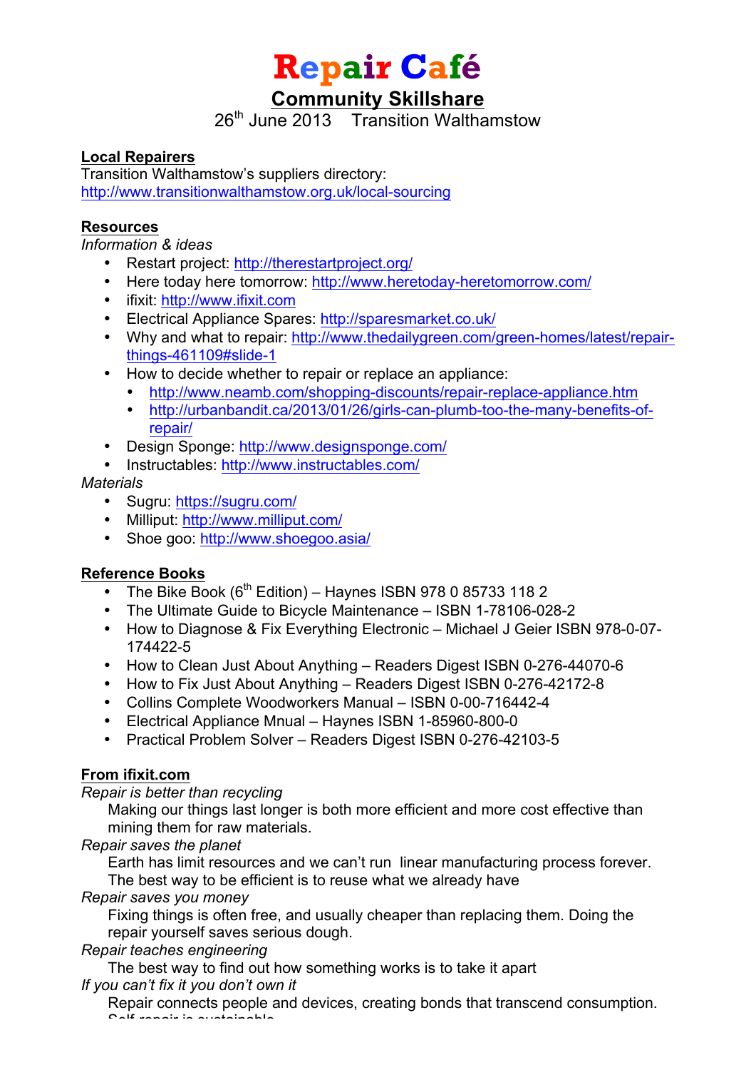# Repair Café

## Community Skillshare

26th June 2013 Transition Walthamstow

**Local Repairers**

Transition Walthamstow's suppliers directory:
http://www.transitionwalthamstow.org.uk/local-sourcing

**Resources**

*Information & ideas*

- Restart project: http://therestartproject.org/
- Here today here tomorrow: http://www.heretoday-heretomorrow.com/
- ifixit: http://www.ifixit.com
- Electrical Appliance Spares: http://sparesmarket.co.uk/
- Why and what to repair: http://www.thedailygreen.com/green-homes/latest/repair-things-461109#slide-1
- How to decide whether to repair or replace an appliance:
  - http://www.neamb.com/shopping-discounts/repair-replace-appliance.htm
  - http://urbanbandit.ca/2013/01/26/girls-can-plumb-too-the-many-benefits-of-repair/
- Design Sponge: http://www.designsponge.com/
- Instructables: http://www.instructables.com/

*Materials*

- Sugru: https://sugru.com/
- Milliput: http://www.milliput.com/
- Shoe goo: http://www.shoegoo.asia/

**Reference Books**

- The Bike Book (6th Edition) – Haynes ISBN 978 0 85733 118 2
- The Ultimate Guide to Bicycle Maintenance – ISBN 1-78106-028-2
- How to Diagnose & Fix Everything Electronic – Michael J Geier ISBN 978-0-07-174422-5
- How to Clean Just About Anything – Readers Digest ISBN 0-276-44070-6
- How to Fix Just About Anything – Readers Digest ISBN 0-276-42172-8
- Collins Complete Woodworkers Manual – ISBN 0-00-716442-4
- Electrical Appliance Mnual – Haynes ISBN 1-85960-800-0
- Practical Problem Solver – Readers Digest ISBN 0-276-42103-5

**From ifixit.com**

*Repair is better than recycling*

Making our things last longer is both more efficient and more cost effective than mining them for raw materials.

*Repair saves the planet*

Earth has limit resources and we can't run linear manufacturing process forever. The best way to be efficient is to reuse what we already have

*Repair saves you money*

Fixing things is often free, and usually cheaper than replacing them. Doing the repair yourself saves serious dough.

*Repair teaches engineering*

The best way to find out how something works is to take it apart

*If you can't fix it you don't own it*

Repair connects people and devices, creating bonds that transcend consumption.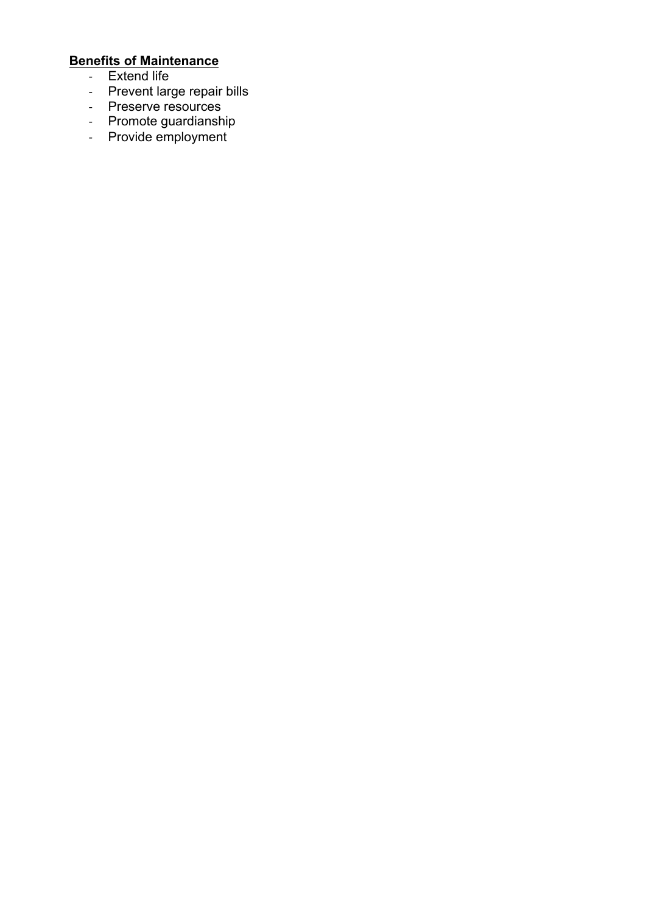**Benefits of Maintenance**

- Extend life
- Prevent large repair bills
- Preserve resources
- Promote guardianship
- Provide employment